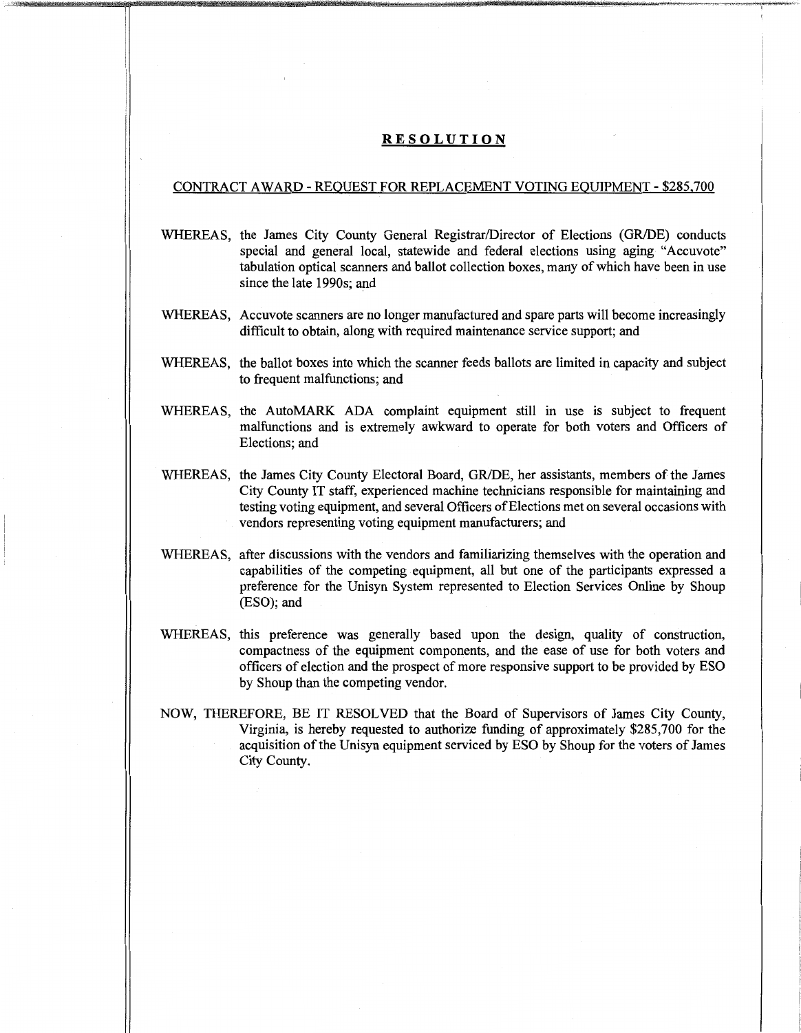# RESOLUTION

## CONTRACT AWARD - REQUEST FOR REPLACEMENT VOTING EQUIPMENT - $285,700

WHEREAS, the James City County General Registrar/Director of Elections (GR/DE) conducts special and general local, statewide and federal elections using aging "Accuvote" tabulation optical scanners and ballot collection boxes, many of which have been in use since the late 1990s; and

WHEREAS, Accuvote scanners are no longer manufactured and spare parts will become increasingly difficult to obtain, along with required maintenance service support; and

WHEREAS, the ballot boxes into which the scanner feeds ballots are limited in capacity and subject to frequent malfunctions; and

WHEREAS, the AutoMARK ADA complaint equipment still in use is subject to frequent malfunctions and is extremely awkward to operate for both voters and Officers of Elections; and

WHEREAS, the James City County Electoral Board, GR/DE, her assistants, members of the James City County IT staff, experienced machine technicians responsible for maintaining and testing voting equipment, and several Officers of Elections met on several occasions with vendors representing voting equipment manufacturers; and

WHEREAS, after discussions with the vendors and familiarizing themselves with the operation and capabilities of the competing equipment, all but one of the participants expressed a preference for the Unisyn System represented to Election Services Online by Shoup (ESO); and

WHEREAS, this preference was generally based upon the design, quality of construction, compactness of the equipment components, and the ease of use for both voters and officers of election and the prospect of more responsive support to be provided by ESO by Shoup than the competing vendor.

NOW, THEREFORE, BE IT RESOLVED that the Board of Supervisors of James City County, Virginia, is hereby requested to authorize funding of approximately $285,700 for the acquisition of the Unisyn equipment serviced by ESO by Shoup for the voters of James City County.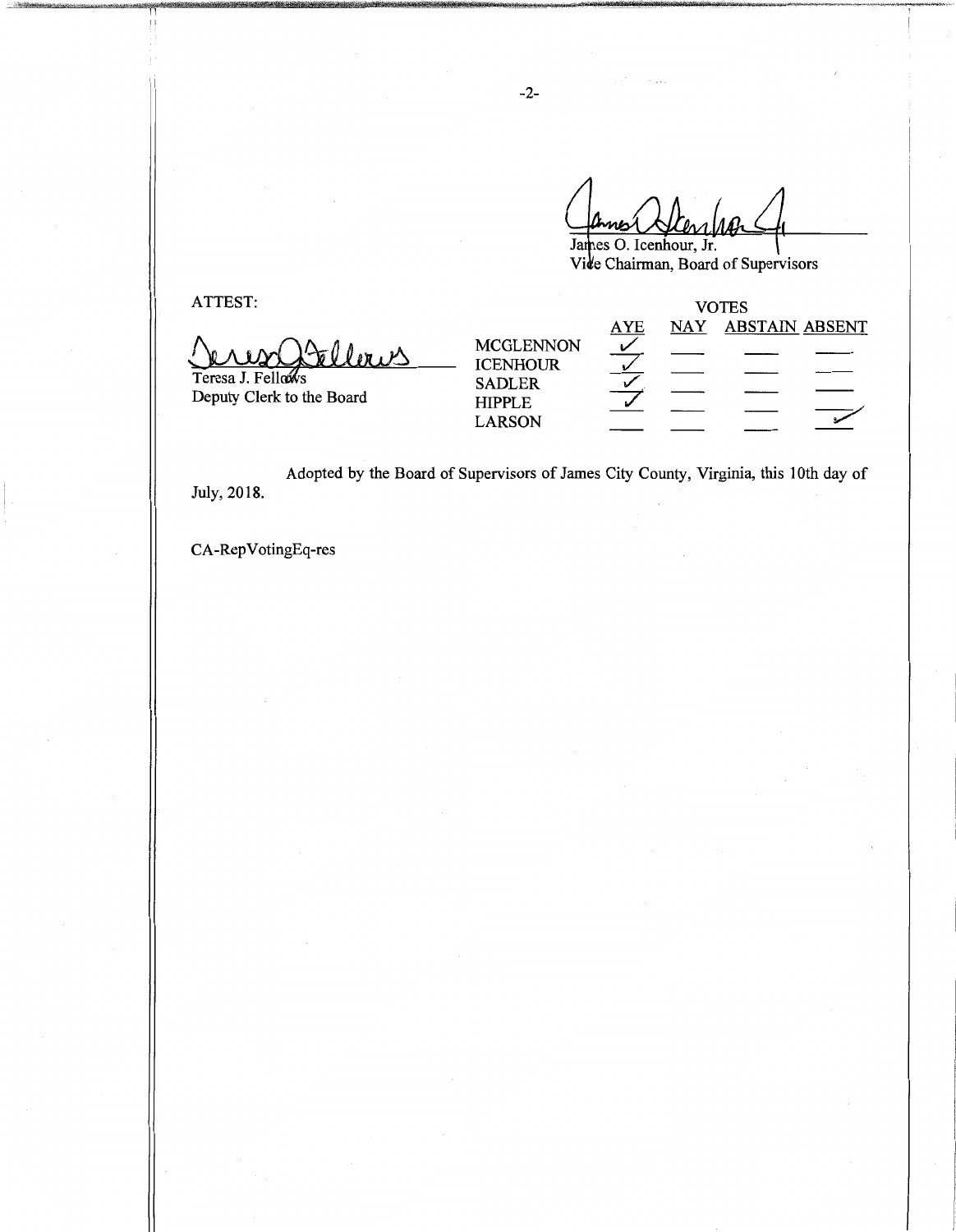James O. Icenhour, Jr.
Vice Chairman, Board of Supervisors

ATTEST:

Teresa J. Fellows
Deputy Clerk to the Board

| | VOTES | | | |
|---|---|---|---|---|
| | AYE | NAY | ABSTAIN | ABSENT |
| MCGLENNON | ✓ | | | |
| ICENHOUR | ✓ | | | |
| SADLER | ✓ | | | |
| HIPPLE | ✓ | | | |
| LARSON | | | | ✓ |

Adopted by the Board of Supervisors of James City County, Virginia, this 10th day of July, 2018.

CA-RepVotingEq-res